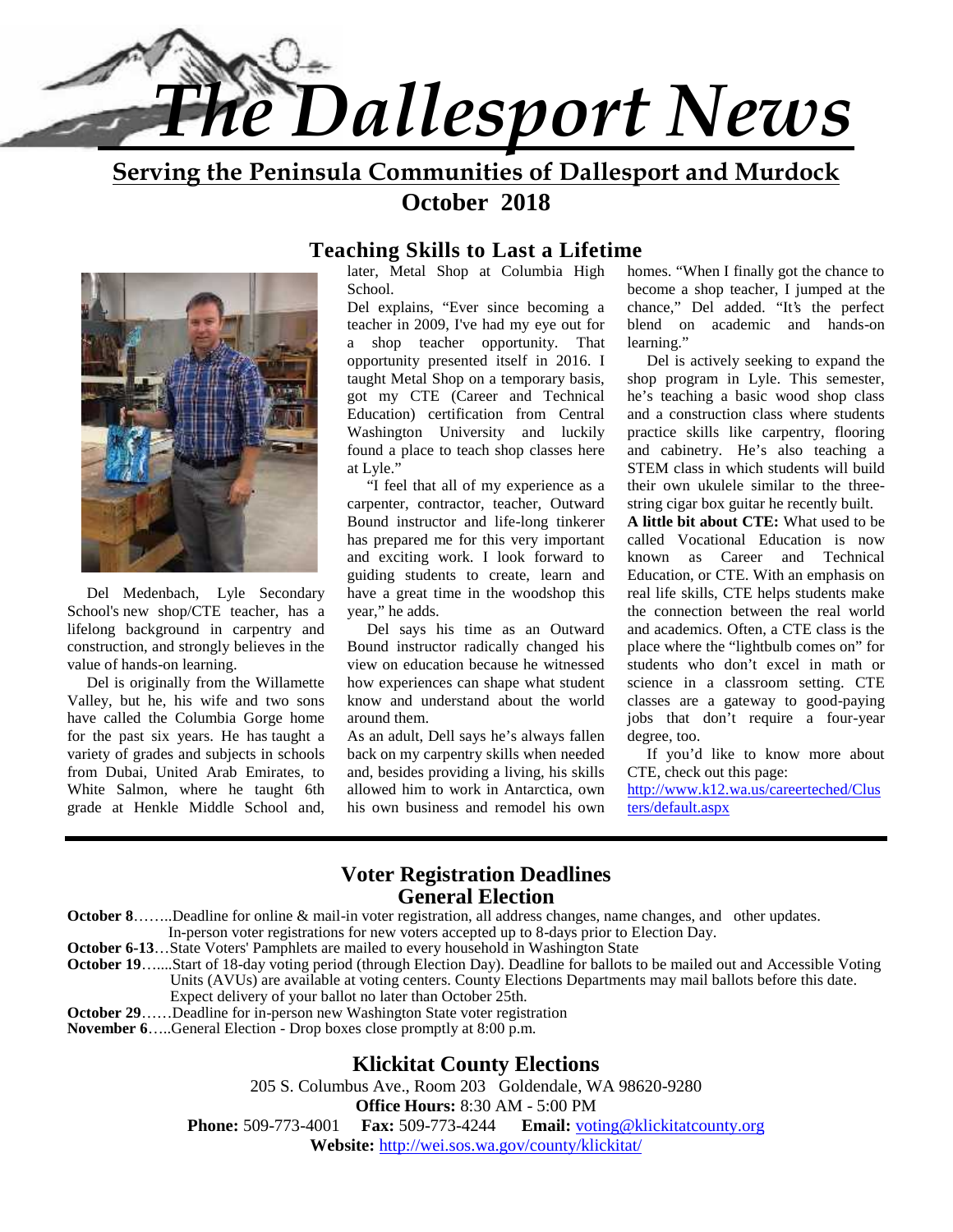# The Dallesport News

**Serving the Peninsula Communities of Dallesport and Murdock**

**October 2018**

## Teaching Skills to Last a Lifetime

Del Medenbach, Lyle Secondary School's new shop/CTE teacher, has a lifelong background in carpentry and construction, and strongly believes in the value of hands-on learning.

Del is originally from the Willamette Valley, but he, his wife and two sons have called the Columbia Gorge home for the past six years. He has taught a variety of grades and subjects in schools from Dubai, United Arab Emirates, to White Salmon, where he taught 6th grade at Henkle Middle School and, later, Metal Shop at Columbia High School.

Del explains, "Ever since becoming a teacher in 2009, I've had my eye out for a shop teacher opportunity. That opportunity presented itself in 2016. I taught Metal Shop on a temporary basis, got my CTE (Career and Technical Education) certification from Central Washington University and luckily found a place to teach shop classes here at Lyle."

"I feel that all of my experience as a carpenter, contractor, teacher, Outward Bound instructor and life-long tinkerer has prepared me for this very important and exciting work. I look forward to guiding students to create, learn and have a great time in the woodshop this year," he adds.

Del says his time as an Outward Bound instructor radically changed his view on education because he witnessed how experiences can shape what student know and understand about the world around them.

As an adult, Dell says he's always fallen back on my carpentry skills when needed and, besides providing a living, his skills allowed him to work in Antarctica, own his own business and remodel his own homes. "When I finally got the chance to become a shop teacher, I jumped at the chance," Del added. "It's the perfect blend on academic and hands-on learning."

Del is actively seeking to expand the shop program in Lyle. This semester, he's teaching a basic wood shop class and a construction class where students practice skills like carpentry, flooring and cabinetry. He's also teaching a STEM class in which students will build their own ukulele similar to the three-string cigar box guitar he recently built.

**A little bit about CTE:** What used to be called Vocational Education is now known as Career and Technical Education, or CTE. With an emphasis on real life skills, CTE helps students make the connection between the real world and academics. Often, a CTE class is the place where the "lightbulb comes on" for students who don't excel in math or science in a classroom setting. CTE classes are a gateway to good-paying jobs that don't require a four-year degree, too.

If you'd like to know more about CTE, check out this page: http://www.k12.wa.us/careerteched/Clusters/default.aspx

## Voter Registration Deadlines General Election

**October 8**……..Deadline for online & mail-in voter registration, all address changes, name changes, and other updates. In-person voter registrations for new voters accepted up to 8-days prior to Election Day.

**October 6-13**…State Voters' Pamphlets are mailed to every household in Washington State

**October 19**…....Start of 18-day voting period (through Election Day). Deadline for ballots to be mailed out and Accessible Voting Units (AVUs) are available at voting centers. County Elections Departments may mail ballots before this date. Expect delivery of your ballot no later than October 25th.

**October 29**……Deadline for in-person new Washington State voter registration

**November 6**…..General Election - Drop boxes close promptly at 8:00 p.m.

## Klickitat County Elections

205 S. Columbus Ave., Room 203 Goldendale, WA 98620-9280

**Office Hours:** 8:30 AM - 5:00 PM

**Phone:** 509-773-4001 **Fax:** 509-773-4244 **Email:** voting@klickitatcounty.org

**Website:** http://wei.sos.wa.gov/county/klickitat/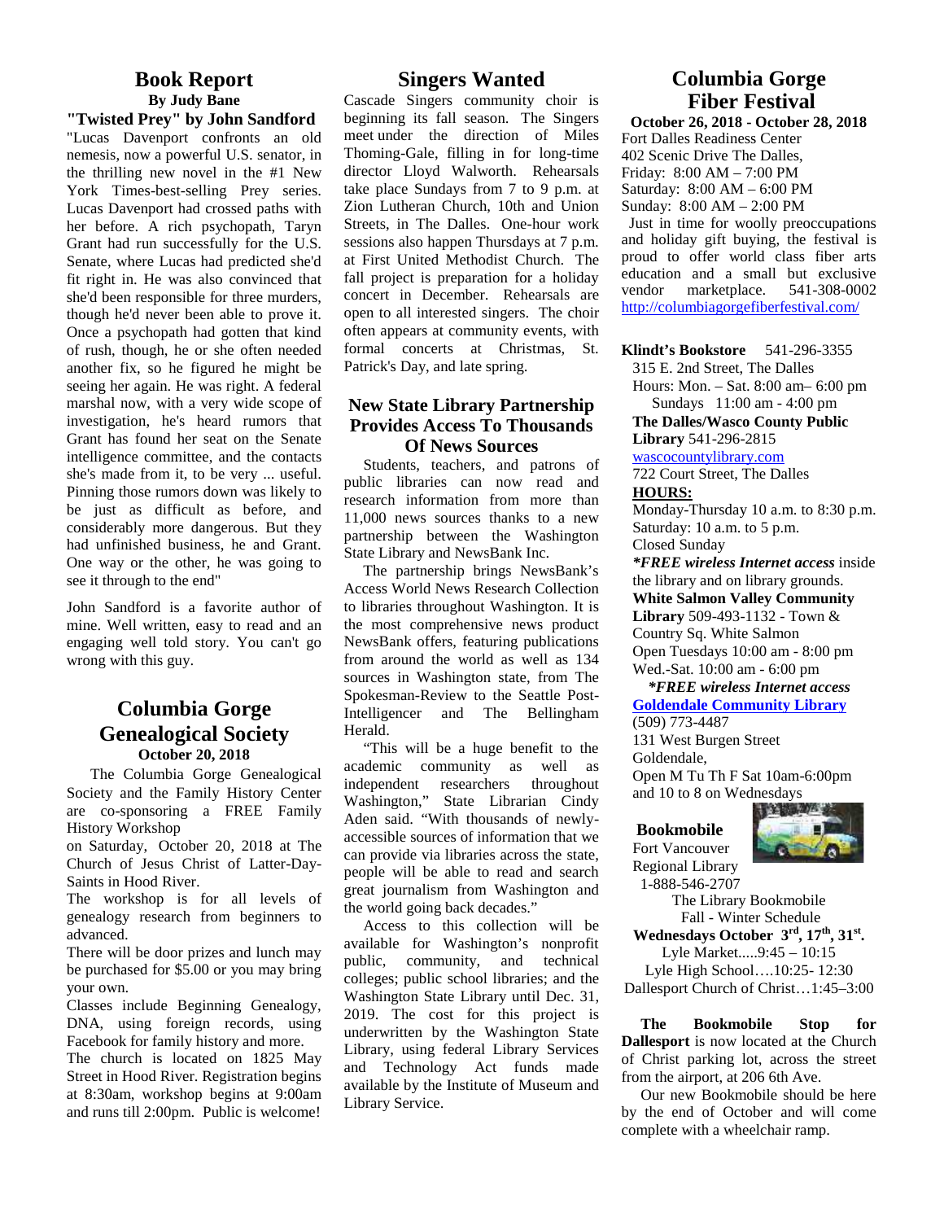## Book Report

**By Judy Bane**

**"Twisted Prey" by John Sandford**

"Lucas Davenport confronts an old nemesis, now a powerful U.S. senator, in the thrilling new novel in the #1 New York Times-best-selling Prey series. Lucas Davenport had crossed paths with her before. A rich psychopath, Taryn Grant had run successfully for the U.S. Senate, where Lucas had predicted she'd fit right in. He was also convinced that she'd been responsible for three murders, though he'd never been able to prove it. Once a psychopath had gotten that kind of rush, though, he or she often needed another fix, so he figured he might be seeing her again. He was right. A federal marshal now, with a very wide scope of investigation, he's heard rumors that Grant has found her seat on the Senate intelligence committee, and the contacts she's made from it, to be very ... useful. Pinning those rumors down was likely to be just as difficult as before, and considerably more dangerous. But they had unfinished business, he and Grant. One way or the other, he was going to see it through to the end"

John Sandford is a favorite author of mine. Well written, easy to read and an engaging well told story. You can't go wrong with this guy.

## Columbia Gorge Genealogical Society

**October 20, 2018**

The Columbia Gorge Genealogical Society and the Family History Center are co-sponsoring a FREE Family History Workshop on Saturday, October 20, 2018 at The Church of Jesus Christ of Latter-Day-Saints in Hood River.

The workshop is for all levels of genealogy research from beginners to advanced.

There will be door prizes and lunch may be purchased for $5.00 or you may bring your own.

Classes include Beginning Genealogy, DNA, using foreign records, using Facebook for family history and more.

The church is located on 1825 May Street in Hood River. Registration begins at 8:30am, workshop begins at 9:00am and runs till 2:00pm. Public is welcome!

## Singers Wanted

Cascade Singers community choir is beginning its fall season. The Singers meet under the direction of Miles Thoming-Gale, filling in for long-time director Lloyd Walworth. Rehearsals take place Sundays from 7 to 9 p.m. at Zion Lutheran Church, 10th and Union Streets, in The Dalles. One-hour work sessions also happen Thursdays at 7 p.m. at First United Methodist Church. The fall project is preparation for a holiday concert in December. Rehearsals are open to all interested singers. The choir often appears at community events, with formal concerts at Christmas, St. Patrick's Day, and late spring.

## New State Library Partnership Provides Access To Thousands Of News Sources

Students, teachers, and patrons of public libraries can now read and research information from more than 11,000 news sources thanks to a new partnership between the Washington State Library and NewsBank Inc.

The partnership brings NewsBank's Access World News Research Collection to libraries throughout Washington. It is the most comprehensive news product NewsBank offers, featuring publications from around the world as well as 134 sources in Washington state, from The Spokesman-Review to the Seattle Post-Intelligencer and The Bellingham Herald.

"This will be a huge benefit to the academic community as well as independent researchers throughout Washington," State Librarian Cindy Aden said. "With thousands of newly-accessible sources of information that we can provide via libraries across the state, people will be able to read and search great journalism from Washington and the world going back decades."

Access to this collection will be available for Washington's nonprofit public, community, and technical colleges; public school libraries; and the Washington State Library until Dec. 31, 2019. The cost for this project is underwritten by the Washington State Library, using federal Library Services and Technology Act funds made available by the Institute of Museum and Library Service.

## Columbia Gorge Fiber Festival

**October 26, 2018 - October 28, 2018**

Fort Dalles Readiness Center
402 Scenic Drive The Dalles,
Friday: 8:00 AM – 7:00 PM
Saturday: 8:00 AM – 6:00 PM
Sunday: 8:00 AM – 2:00 PM

Just in time for woolly preoccupations and holiday gift buying, the festival is proud to offer world class fiber arts education and a small but exclusive vendor marketplace. 541-308-0002
http://columbiagorgefiberfestival.com/

**Klindt's Bookstore** 541-296-3355
315 E. 2nd Street, The Dalles
Hours: Mon. – Sat. 8:00 am– 6:00 pm
Sundays 11:00 am - 4:00 pm

**The Dalles/Wasco County Public Library** 541-296-2815
wascocountylibrary.com
722 Court Street, The Dalles

**HOURS:**
Monday-Thursday 10 a.m. to 8:30 p.m.
Saturday: 10 a.m. to 5 p.m.
Closed Sunday

***FREE wireless Internet access** inside the library and on library grounds.

**White Salmon Valley Community Library** 509-493-1132 - Town & Country Sq. White Salmon
Open Tuesdays 10:00 am - 8:00 pm
Wed.-Sat. 10:00 am - 6:00 pm

***FREE wireless Internet access***

**Goldendale Community Library**
(509) 773-4487
131 West Burgen Street
Goldendale,
Open M Tu Th F Sat 10am-6:00pm and 10 to 8 on Wednesdays

**Bookmobile**
Fort Vancouver Regional Library
1-888-546-2707

The Library Bookmobile
Fall - Winter Schedule
**Wednesdays October 3rd, 17th, 31st.**
Lyle Market.....9:45 – 10:15
Lyle High School….10:25- 12:30
Dallesport Church of Christ…1:45–3:00

**The Bookmobile Stop for Dallesport** is now located at the Church of Christ parking lot, across the street from the airport, at 206 6th Ave.

Our new Bookmobile should be here by the end of October and will come complete with a wheelchair ramp.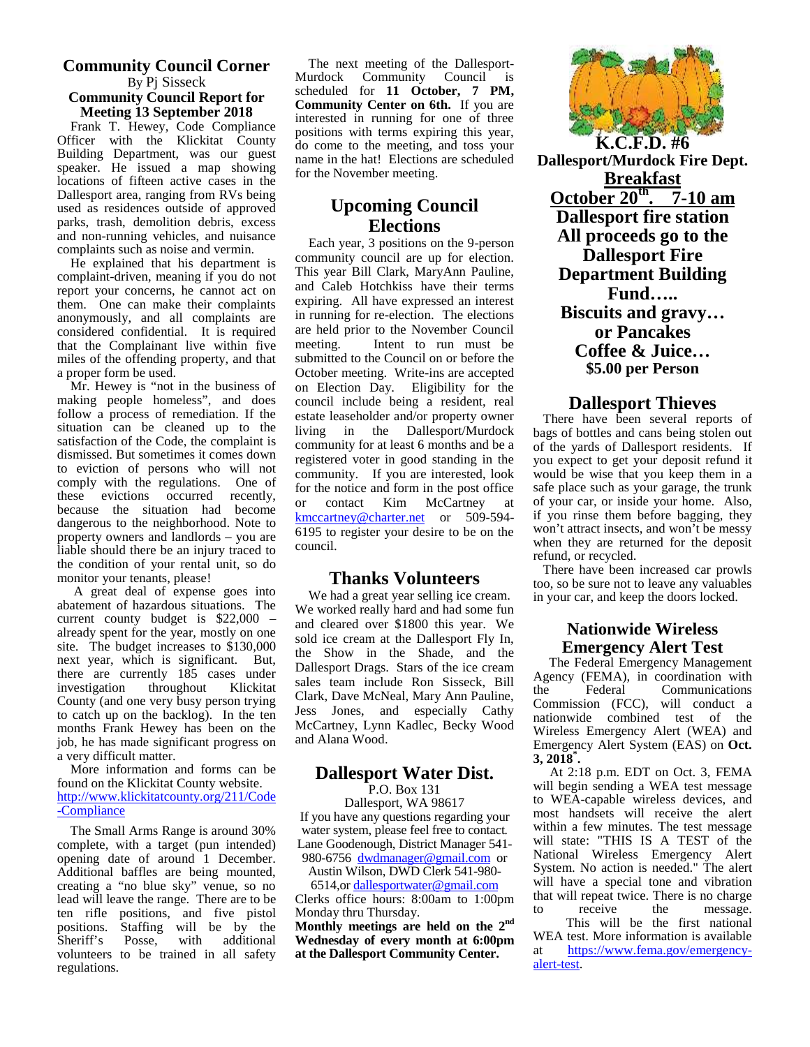## Community Council Corner

By Pj Sisseck

### Community Council Report for Meeting 13 September 2018

Frank T. Hewey, Code Compliance Officer with the Klickitat County Building Department, was our guest speaker. He issued a map showing locations of fifteen active cases in the Dallesport area, ranging from RVs being used as residences outside of approved parks, trash, demolition debris, excess and non-running vehicles, and nuisance complaints such as noise and vermin.

He explained that his department is complaint-driven, meaning if you do not report your concerns, he cannot act on them. One can make their complaints anonymously, and all complaints are considered confidential. It is required that the Complainant live within five miles of the offending property, and that a proper form be used.

Mr. Hewey is "not in the business of making people homeless", and does follow a process of remediation. If the situation can be cleaned up to the satisfaction of the Code, the complaint is dismissed. But sometimes it comes down to eviction of persons who will not comply with the regulations. One of these evictions occurred recently, because the situation had become dangerous to the neighborhood. Note to property owners and landlords – you are liable should there be an injury traced to the condition of your rental unit, so do monitor your tenants, please!

A great deal of expense goes into abatement of hazardous situations. The current county budget is $22,000 – already spent for the year, mostly on one site. The budget increases to $130,000 next year, which is significant. But, there are currently 185 cases under investigation throughout Klickitat County (and one very busy person trying to catch up on the backlog). In the ten months Frank Hewey has been on the job, he has made significant progress on a very difficult matter.

More information and forms can be found on the Klickitat County website. http://www.klickitatcounty.org/211/Code-Compliance

The Small Arms Range is around 30% complete, with a target (pun intended) opening date of around 1 December. Additional baffles are being mounted, creating a "no blue sky" venue, so no lead will leave the range. There are to be ten rifle positions, and five pistol positions. Staffing will be by the Sheriff's Posse, with additional volunteers to be trained in all safety regulations.

The next meeting of the Dallesport-Murdock Community Council is scheduled for **11 October, 7 PM, Community Center on 6th.** If you are interested in running for one of three positions with terms expiring this year, do come to the meeting, and toss your name in the hat! Elections are scheduled for the November meeting.

## Upcoming Council Elections

Each year, 3 positions on the 9-person community council are up for election. This year Bill Clark, MaryAnn Pauline, and Caleb Hotchkiss have their terms expiring. All have expressed an interest in running for re-election. The elections are held prior to the November Council meeting. Intent to run must be submitted to the Council on or before the October meeting. Write-ins are accepted on Election Day. Eligibility for the council include being a resident, real estate leaseholder and/or property owner living in the Dallesport/Murdock community for at least 6 months and be a registered voter in good standing in the community. If you are interested, look for the notice and form in the post office or contact Kim McCartney at kmccartney@charter.net or 509-594-6195 to register your desire to be on the council.

## Thanks Volunteers

We had a great year selling ice cream. We worked really hard and had some fun and cleared over $1800 this year. We sold ice cream at the Dallesport Fly In, the Show in the Shade, and the Dallesport Drags. Stars of the ice cream sales team include Ron Sisseck, Bill Clark, Dave McNeal, Mary Ann Pauline, Jess Jones, and especially Cathy McCartney, Lynn Kadlec, Becky Wood and Alana Wood.

## Dallesport Water Dist.

P.O. Box 131
Dallesport, WA 98617

If you have any questions regarding your water system, please feel free to contact. Lane Goodenough, District Manager 541-980-6756 dwdmanager@gmail.com or Austin Wilson, DWD Clerk 541-980-6514,or dallesportwater@gmail.com

Clerks office hours: 8:00am to 1:00pm Monday thru Thursday.

**Monthly meetings are held on the 2nd Wednesday of every month at 6:00pm at the Dallesport Community Center.**

**K.C.F.D. #6**
**Dallesport/Murdock Fire Dept.**
**Breakfast**
**October 20th. 7-10 am**
**Dallesport fire station**
**All proceeds go to the Dallesport Fire Department Building Fund…..**
**Biscuits and gravy… or Pancakes**
**Coffee & Juice…**
**$5.00 per Person**

## Dallesport Thieves

There have been several reports of bags of bottles and cans being stolen out of the yards of Dallesport residents. If you expect to get your deposit refund it would be wise that you keep them in a safe place such as your garage, the trunk of your car, or inside your home. Also, if you rinse them before bagging, they won't attract insects, and won't be messy when they are returned for the deposit refund, or recycled.

There have been increased car prowls too, so be sure not to leave any valuables in your car, and keep the doors locked.

## Nationwide Wireless Emergency Alert Test

The Federal Emergency Management Agency (FEMA), in coordination with the Federal Communications Commission (FCC), will conduct a nationwide combined test of the Wireless Emergency Alert (WEA) and Emergency Alert System (EAS) on **Oct. 3, 2018*.**

At 2:18 p.m. EDT on Oct. 3, FEMA will begin sending a WEA test message to WEA-capable wireless devices, and most handsets will receive the alert within a few minutes. The test message will state: "THIS IS A TEST of the National Wireless Emergency Alert System. No action is needed." The alert will have a special tone and vibration that will repeat twice. There is no charge to receive the message.

This will be the first national WEA test. More information is available at https://www.fema.gov/emergency-alert-test.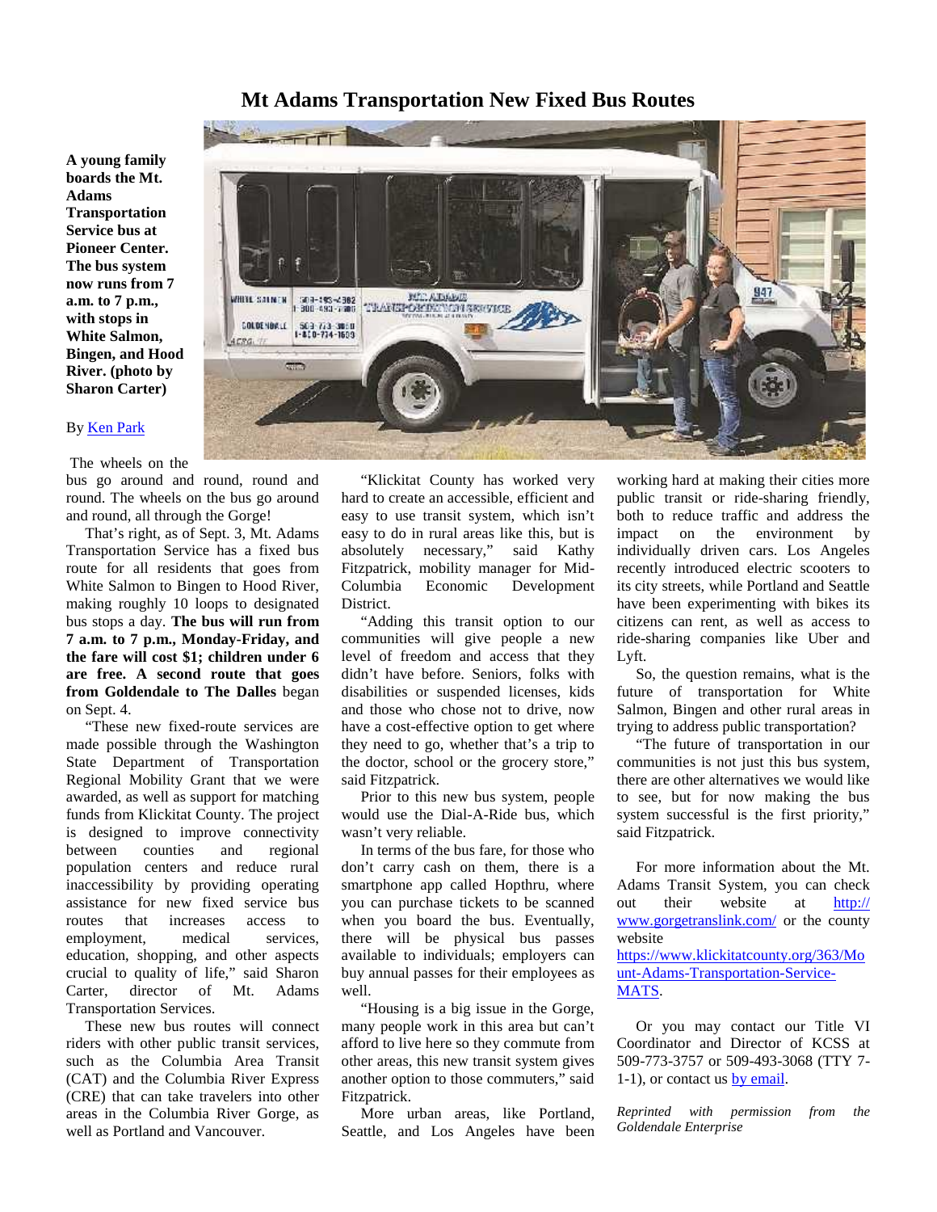# Mt Adams Transportation New Fixed Bus Routes

**A young family boards the Mt. Adams Transportation Service bus at Pioneer Center. The bus system now runs from 7 a.m. to 7 p.m., with stops in White Salmon, Bingen, and Hood River. (photo by Sharon Carter)**

By [Ken Park]()

The wheels on the bus go around and round, round and round. The wheels on the bus go around and round, all through the Gorge!

That's right, as of Sept. 3, Mt. Adams Transportation Service has a fixed bus route for all residents that goes from White Salmon to Bingen to Hood River, making roughly 10 loops to designated bus stops a day. **The bus will run from 7 a.m. to 7 p.m., Monday-Friday, and the fare will cost $1; children under 6 are free. A second route that goes from Goldendale to The Dalles** began on Sept. 4.

"These new fixed-route services are made possible through the Washington State Department of Transportation Regional Mobility Grant that we were awarded, as well as support for matching funds from Klickitat County. The project is designed to improve connectivity between counties and regional population centers and reduce rural inaccessibility by providing operating assistance for new fixed service bus routes that increases access to employment, medical services, education, shopping, and other aspects crucial to quality of life," said Sharon Carter, director of Mt. Adams Transportation Services.

These new bus routes will connect riders with other public transit services, such as the Columbia Area Transit (CAT) and the Columbia River Express (CRE) that can take travelers into other areas in the Columbia River Gorge, as well as Portland and Vancouver.

"Klickitat County has worked very hard to create an accessible, efficient and easy to use transit system, which isn't easy to do in rural areas like this, but is absolutely necessary," said Kathy Fitzpatrick, mobility manager for Mid-Columbia Economic Development District.

"Adding this transit option to our communities will give people a new level of freedom and access that they didn't have before. Seniors, folks with disabilities or suspended licenses, kids and those who chose not to drive, now have a cost-effective option to get where they need to go, whether that's a trip to the doctor, school or the grocery store," said Fitzpatrick.

Prior to this new bus system, people would use the Dial-A-Ride bus, which wasn't very reliable.

In terms of the bus fare, for those who don't carry cash on them, there is a smartphone app called Hopthru, where you can purchase tickets to be scanned when you board the bus. Eventually, there will be physical bus passes available to individuals; employers can buy annual passes for their employees as well.

"Housing is a big issue in the Gorge, many people work in this area but can't afford to live here so they commute from other areas, this new transit system gives another option to those commuters," said Fitzpatrick.

More urban areas, like Portland, Seattle, and Los Angeles have been working hard at making their cities more public transit or ride-sharing friendly, both to reduce traffic and address the impact on the environment by individually driven cars. Los Angeles recently introduced electric scooters to its city streets, while Portland and Seattle have been experimenting with bikes its citizens can rent, as well as access to ride-sharing companies like Uber and Lyft.

So, the question remains, what is the future of transportation for White Salmon, Bingen and other rural areas in trying to address public transportation?

"The future of transportation in our communities is not just this bus system, there are other alternatives we would like to see, but for now making the bus system successful is the first priority," said Fitzpatrick.

For more information about the Mt. Adams Transit System, you can check out their website at [http://www.gorgetranslink.com/](http://www.gorgetranslink.com/) or the county website [https://www.klickitatcounty.org/363/Mount-Adams-Transportation-Service-MATS](https://www.klickitatcounty.org/363/Mount-Adams-Transportation-Service-MATS).

Or you may contact our Title VI Coordinator and Director of KCSS at 509-773-3757 or 509-493-3068 (TTY 7-1-1), or contact us [by email]().

*Reprinted with permission from the Goldendale Enterprise*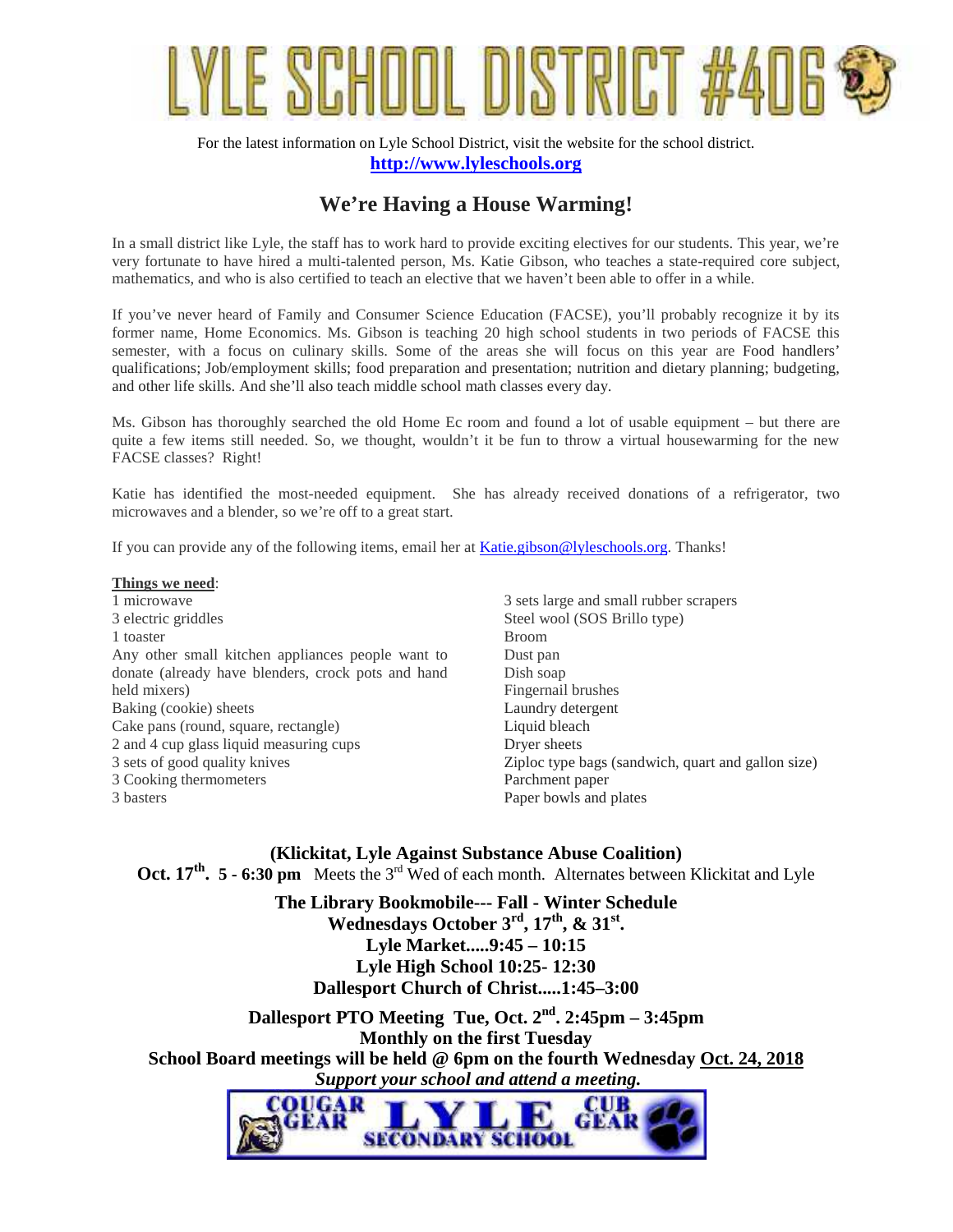# LYLE SCHOOL DISTRICT #406

For the latest information on Lyle School District, visit the website for the school district.
**http://www.lyleschools.org**

## We're Having a House Warming!

In a small district like Lyle, the staff has to work hard to provide exciting electives for our students. This year, we're very fortunate to have hired a multi-talented person, Ms. Katie Gibson, who teaches a state-required core subject, mathematics, and who is also certified to teach an elective that we haven't been able to offer in a while.

If you've never heard of Family and Consumer Science Education (FACSE), you'll probably recognize it by its former name, Home Economics. Ms. Gibson is teaching 20 high school students in two periods of FACSE this semester, with a focus on culinary skills. Some of the areas she will focus on this year are Food handlers' qualifications; Job/employment skills; food preparation and presentation; nutrition and dietary planning; budgeting, and other life skills. And she'll also teach middle school math classes every day.

Ms. Gibson has thoroughly searched the old Home Ec room and found a lot of usable equipment – but there are quite a few items still needed. So, we thought, wouldn't it be fun to throw a virtual housewarming for the new FACSE classes? Right!

Katie has identified the most-needed equipment. She has already received donations of a refrigerator, two microwaves and a blender, so we're off to a great start.

If you can provide any of the following items, email her at Katie.gibson@lyleschools.org. Thanks!

**Things we need**:

- 1 microwave
- 3 electric griddles
- 1 toaster
- Any other small kitchen appliances people want to donate (already have blenders, crock pots and hand held mixers)
- Baking (cookie) sheets
- Cake pans (round, square, rectangle)
- 2 and 4 cup glass liquid measuring cups
- 3 sets of good quality knives
- 3 Cooking thermometers
- 3 basters
- 3 sets large and small rubber scrapers
- Steel wool (SOS Brillo type)
- Broom
- Dust pan
- Dish soap
- Fingernail brushes
- Laundry detergent
- Liquid bleach
- Dryer sheets
- Ziploc type bags (sandwich, quart and gallon size)
- Parchment paper
- Paper bowls and plates

**(Klickitat, Lyle Against Substance Abuse Coalition)**
**Oct. 17th. 5 - 6:30 pm** Meets the 3rd Wed of each month. Alternates between Klickitat and Lyle

**The Library Bookmobile--- Fall - Winter Schedule**
**Wednesdays October 3rd, 17th, & 31st.**
**Lyle Market.....9:45 – 10:15**
**Lyle High School 10:25- 12:30**
**Dallesport Church of Christ.....1:45–3:00**

**Dallesport PTO Meeting Tue, Oct. 2nd. 2:45pm – 3:45pm**
**Monthly on the first Tuesday**
**School Board meetings will be held @ 6pm on the fourth Wednesday Oct. 24, 2018**
***Support your school and attend a meeting.***

COUGAR GEAR LYLE SECONDARY SCHOOL CUB GEAR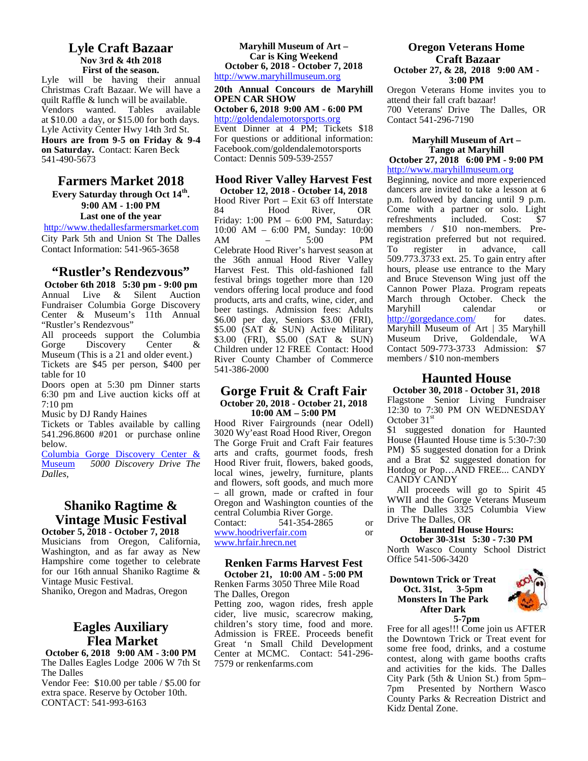## Lyle Craft Bazaar

**Nov 3rd & 4th 2018**

**First of the season.**

Lyle will be having their annual Christmas Craft Bazaar. We will have a quilt Raffle & lunch will be available. Vendors wanted. Tables available at $10.00 a day, or $15.00 for both days. Lyle Activity Center Hwy 14th 3rd St. **Hours are from 9-5 on Friday & 9-4 on Saturday.** Contact: Karen Beck 541-490-5673

## Farmers Market 2018

**Every Saturday through Oct 14th.**

**9:00 AM - 1:00 PM**

**Last one of the year**

http://www.thedallesfarmersmarket.com

City Park 5th and Union St The Dalles Contact Information: 541-965-3658

## "Rustler's Rendezvous"

**October 6th 2018 5:30 pm - 9:00 pm**

Annual Live & Silent Auction Fundraiser Columbia Gorge Discovery Center & Museum's 11th Annual "Rustler's Rendezvous"

All proceeds support the Columbia Gorge Discovery Center & Museum (This is a 21 and older event.)

Tickets are $45 per person, $400 per table for 10

Doors open at 5:30 pm Dinner starts 6:30 pm and Live auction kicks off at 7:10 pm

Music by DJ Randy Haines

Tickets or Tables available by calling 541.296.8600 #201 or purchase online below.

Columbia Gorge Discovery Center & Museum *5000 Discovery Drive The Dalles,*

## Shaniko Ragtime & Vintage Music Festival

**October 5, 2018 - October 7, 2018**

Musicians from Oregon, California, Washington, and as far away as New Hampshire come together to celebrate for our 16th annual Shaniko Ragtime & Vintage Music Festival.

Shaniko, Oregon and Madras, Oregon

## Eagles Auxiliary Flea Market

**October 6, 2018 9:00 AM - 3:00 PM**

The Dalles Eagles Lodge 2006 W 7th St The Dalles

Vendor Fee: $10.00 per table / $5.00 for extra space. Reserve by October 10th.

CONTACT: 541-993-6163

### Maryhill Museum of Art – Car is King Weekend

**October 6, 2018 - October 7, 2018**

http://www.maryhillmuseum.org

**20th Annual Concours de Maryhill OPEN CAR SHOW**

**October 6, 2018 9:00 AM - 6:00 PM**

http://goldendalemotorsports.org

Event Dinner at 4 PM; Tickets $18 For questions or additional information: Facebook.com/goldendalemotorsports Contact: Dennis 509-539-2557

## Hood River Valley Harvest Fest

**October 12, 2018 - October 14, 2018**

Hood River Port – Exit 63 off Interstate 84 Hood River, OR Friday: 1:00 PM – 6:00 PM, Saturday: 10:00 AM – 6:00 PM, Sunday: 10:00 AM – 5:00 PM

Celebrate Hood River's harvest season at the 36th annual Hood River Valley Harvest Fest. This old-fashioned fall festival brings together more than 120 vendors offering local produce and food products, arts and crafts, wine, cider, and beer tastings. Admission fees: Adults $6.00 per day, Seniors $3.00 (FRI), $5.00 (SAT & SUN) Active Military $3.00 (FRI), $5.00 (SAT & SUN) Children under 12 FREE Contact: Hood River County Chamber of Commerce 541-386-2000

## Gorge Fruit & Craft Fair

**October 20, 2018 - October 21, 2018**

**10:00 AM – 5:00 PM**

Hood River Fairgrounds (near Odell) 3020 Wy'east Road Hood River, Oregon The Gorge Fruit and Craft Fair features arts and crafts, gourmet foods, fresh Hood River fruit, flowers, baked goods, local wines, jewelry, furniture, plants and flowers, soft goods, and much more – all grown, made or crafted in four Oregon and Washington counties of the central Columbia River Gorge.

Contact: 541-354-2865 or www.hoodriverfair.com or www.hrfair.hrecn.net

## Renken Farms Harvest Fest

**October 21, 10:00 AM - 5:00 PM**

Renken Farms 3050 Three Mile Road The Dalles, Oregon

Petting zoo, wagon rides, fresh apple cider, live music, scarecrow making, children's story time, food and more. Admission is FREE. Proceeds benefit Great 'n Small Child Development Center at MCMC. Contact: 541-296-7579 or renkenfarms.com

## Oregon Veterans Home Craft Bazaar

**October 27, & 28, 2018 9:00 AM - 3:00 PM**

Oregon Veterans Home invites you to attend their fall craft bazaar!

700 Veterans' Drive The Dalles, OR Contact 541-296-7190

### Maryhill Museum of Art – Tango at Maryhill

**October 27, 2018 6:00 PM - 9:00 PM**

http://www.maryhillmuseum.org

Beginning, novice and more experienced dancers are invited to take a lesson at 6 p.m. followed by dancing until 9 p.m. Come with a partner or solo. Light refreshments included. Cost: $7 members / $10 non-members. Pre-registration preferred but not required. To register in advance, call 509.773.3733 ext. 25. To gain entry after hours, please use entrance to the Mary and Bruce Stevenson Wing just off the Cannon Power Plaza. Program repeats March through October. Check the Maryhill calendar or http://gorgedance.com/ for dates. Maryhill Museum of Art | 35 Maryhill Museum Drive, Goldendale, WA Contact 509-773-3733 Admission: $7 members / $10 non-members

## Haunted House

**October 30, 2018 - October 31, 2018**

Flagstone Senior Living Fundraiser 12:30 to 7:30 PM ON WEDNESDAY October 31st

$1 suggested donation for Haunted House (Haunted House time is 5:30-7:30 PM) $5 suggested donation for a Drink and a Brat $2 suggested donation for Hotdog or Pop…AND FREE... CANDY CANDY CANDY

All proceeds will go to Spirit 45 WWII and the Gorge Veterans Museum in The Dalles 3325 Columbia View Drive The Dalles, OR

**Haunted House Hours:**

**October 30-31st 5:30 - 7:30 PM**

North Wasco County School District Office 541-506-3420

**Downtown Trick or Treat**

**Oct. 31st, 3-5pm**

**Monsters In The Park**

**After Dark**

**5-7pm**

Free for all ages!!! Come join us AFTER the Downtown Trick or Treat event for some free food, drinks, and a costume contest, along with game booths crafts and activities for the kids. The Dalles City Park (5th & Union St.) from 5pm–7pm Presented by Northern Wasco County Parks & Recreation District and Kidz Dental Zone.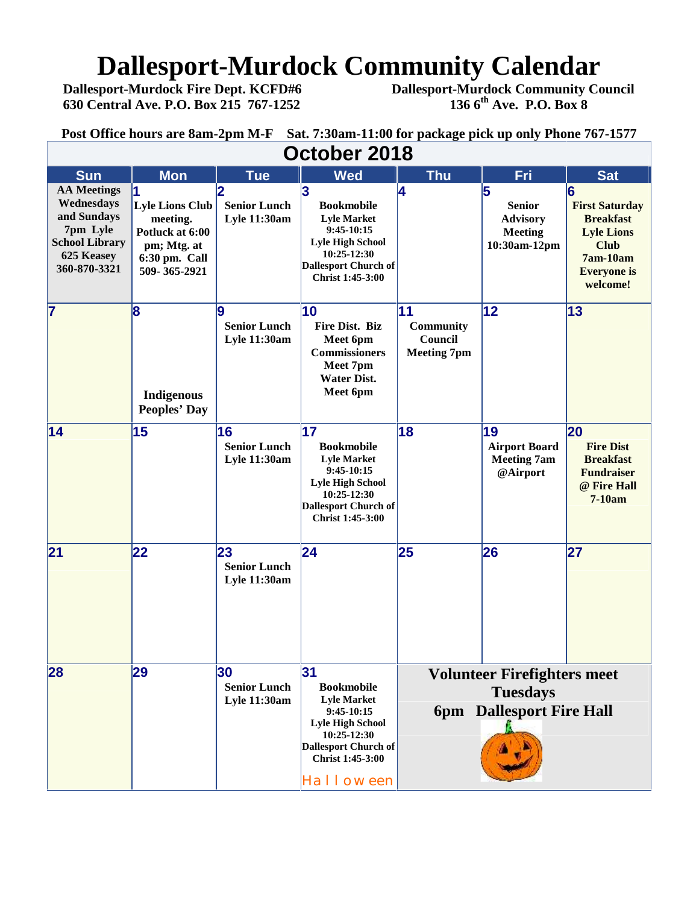# Dallesport-Murdock Community Calendar

**Dallesport-Murdock Fire Dept. KCFD#6**
**630 Central Ave. P.O. Box 215 767-1252**

**Dallesport-Murdock Community Council**
**136 6th Ave. P.O. Box 8**

**Post Office hours are 8am-2pm M-F Sat. 7:30am-11:00 for package pick up only Phone 767-1577**

## October 2018

| Sun | Mon | Tue | Wed | Thu | Fri | Sat |
|---|---|---|---|---|---|---|
| AA Meetings Wednesdays and Sundays 7pm Lyle School Library 625 Keasey 360-870-3321 | 1 Lyle Lions Club meeting. Potluck at 6:00 pm; Mtg. at 6:30 pm. Call 509- 365-2921 | 2 Senior Lunch Lyle 11:30am | 3 Bookmobile Lyle Market 9:45-10:15 Lyle High School 10:25-12:30 Dallesport Church of Christ 1:45-3:00 | 4 | 5 Senior Advisory Meeting 10:30am-12pm | 6 First Saturday Breakfast Lyle Lions Club 7am-10am Everyone is welcome! |
| 7 | 8 Indigenous Peoples' Day | 9 Senior Lunch Lyle 11:30am | 10 Fire Dist. Biz Meet 6pm Commissioners Meet 7pm Water Dist. Meet 6pm | 11 Community Council Meeting 7pm | 12 | 13 |
| 14 | 15 | 16 Senior Lunch Lyle 11:30am | 17 Bookmobile Lyle Market 9:45-10:15 Lyle High School 10:25-12:30 Dallesport Church of Christ 1:45-3:00 | 18 | 19 Airport Board Meeting 7am @Airport | 20 Fire Dist Breakfast Fundraiser @ Fire Hall 7-10am |
| 21 | 22 | 23 Senior Lunch Lyle 11:30am | 24 | 25 | 26 | 27 |
| 28 | 29 | 30 Senior Lunch Lyle 11:30am | 31 Bookmobile Lyle Market 9:45-10:15 Lyle High School 10:25-12:30 Dallesport Church of Christ 1:45-3:00 Halloween | Volunteer Firefighters meet Tuesdays 6pm Dallesport Fire Hall | | |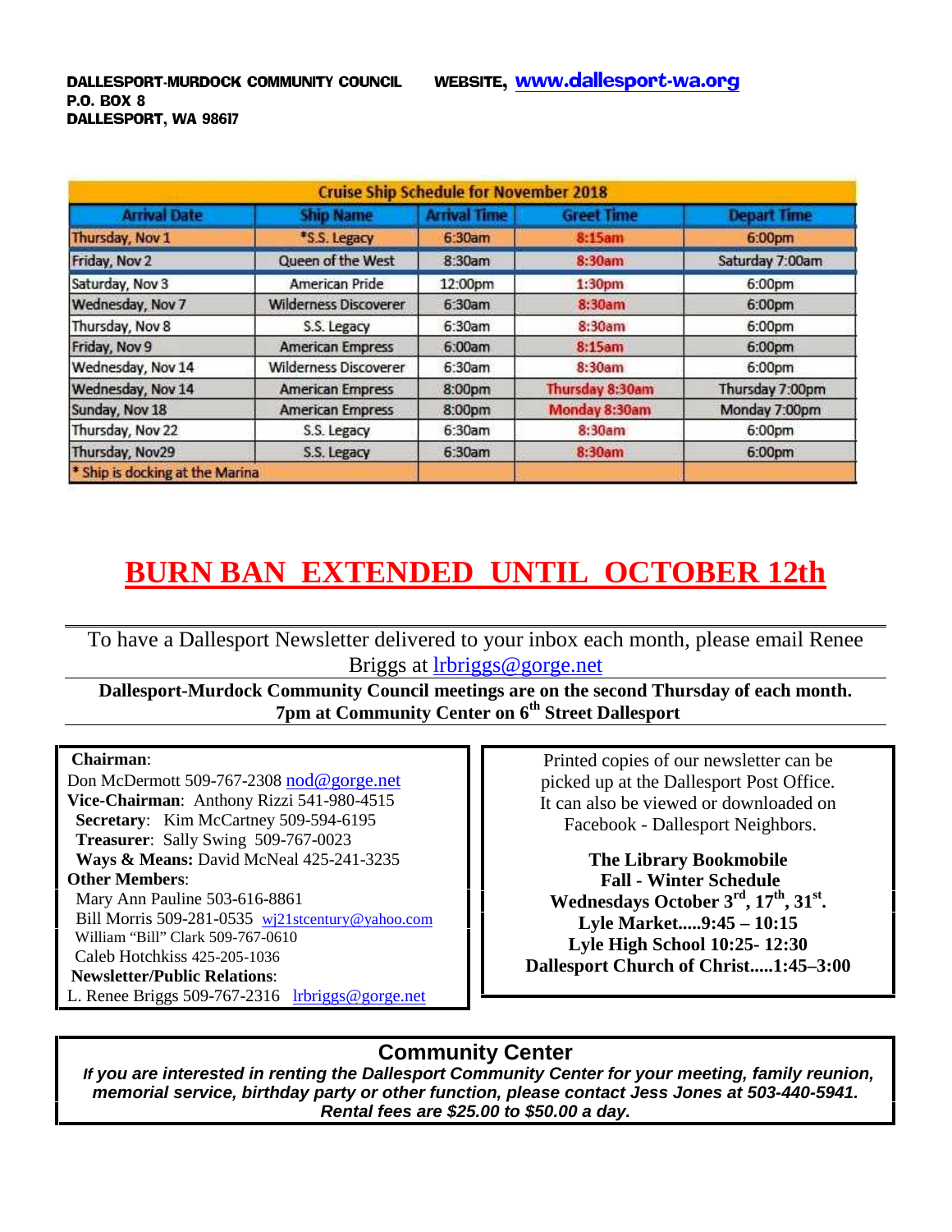**DALLESPORT-MURDOCK COMMUNITY COUNCIL** WEBSITE, www.dallesport-wa.org
**P.O. BOX 8**
**DALLESPORT, WA 98617**

| Cruise Ship Schedule for November 2018 | | | | |
|---|---|---|---|---|
| Arrival Date | Ship Name | Arrival Time | Greet Time | Depart Time |
| Thursday, Nov 1 | *S.S. Legacy | 6:30am | 8:15am | 6:00pm |
| Friday, Nov 2 | Queen of the West | 8:30am | 8:30am | Saturday 7:00am |
| Saturday, Nov 3 | American Pride | 12:00pm | 1:30pm | 6:00pm |
| Wednesday, Nov 7 | Wilderness Discoverer | 6:30am | 8:30am | 6:00pm |
| Thursday, Nov 8 | S.S. Legacy | 6:30am | 8:30am | 6:00pm |
| Friday, Nov 9 | American Empress | 6:00am | 8:15am | 6:00pm |
| Wednesday, Nov 14 | Wilderness Discoverer | 6:30am | 8:30am | 6:00pm |
| Wednesday, Nov 14 | American Empress | 8:00pm | Thursday 8:30am | Thursday 7:00pm |
| Sunday, Nov 18 | American Empress | 8:00pm | Monday 8:30am | Monday 7:00pm |
| Thursday, Nov 22 | S.S. Legacy | 6:30am | 8:30am | 6:00pm |
| Thursday, Nov29 | S.S. Legacy | 6:30am | 8:30am | 6:00pm |
| * Ship is docking at the Marina | | | | |

# BURN BAN EXTENDED UNTIL OCTOBER 12th

To have a Dallesport Newsletter delivered to your inbox each month, please email Renee Briggs at lrbriggs@gorge.net

**Dallesport-Murdock Community Council meetings are on the second Thursday of each month. 7pm at Community Center on 6th Street Dallesport**

**Chairman**:
Don McDermott 509-767-2308 nod@gorge.net
**Vice-Chairman**: Anthony Rizzi 541-980-4515
**Secretary**: Kim McCartney 509-594-6195
**Treasurer**: Sally Swing 509-767-0023
**Ways & Means:** David McNeal 425-241-3235
**Other Members**:
Mary Ann Pauline 503-616-8861
Bill Morris 509-281-0535 wj21stcentury@yahoo.com
William "Bill" Clark 509-767-0610
Caleb Hotchkiss 425-205-1036
**Newsletter/Public Relations**:
L. Renee Briggs 509-767-2316 lrbriggs@gorge.net

Printed copies of our newsletter can be picked up at the Dallesport Post Office. It can also be viewed or downloaded on Facebook - Dallesport Neighbors.

**The Library Bookmobile**
**Fall - Winter Schedule**
**Wednesdays October 3rd, 17th, 31st.**
**Lyle Market.....9:45 – 10:15**
**Lyle High School 10:25- 12:30**
**Dallesport Church of Christ.....1:45–3:00**

## Community Center

***If you are interested in renting the Dallesport Community Center for your meeting, family reunion, memorial service, birthday party or other function, please contact Jess Jones at 503-440-5941. Rental fees are $25.00 to $50.00 a day.***